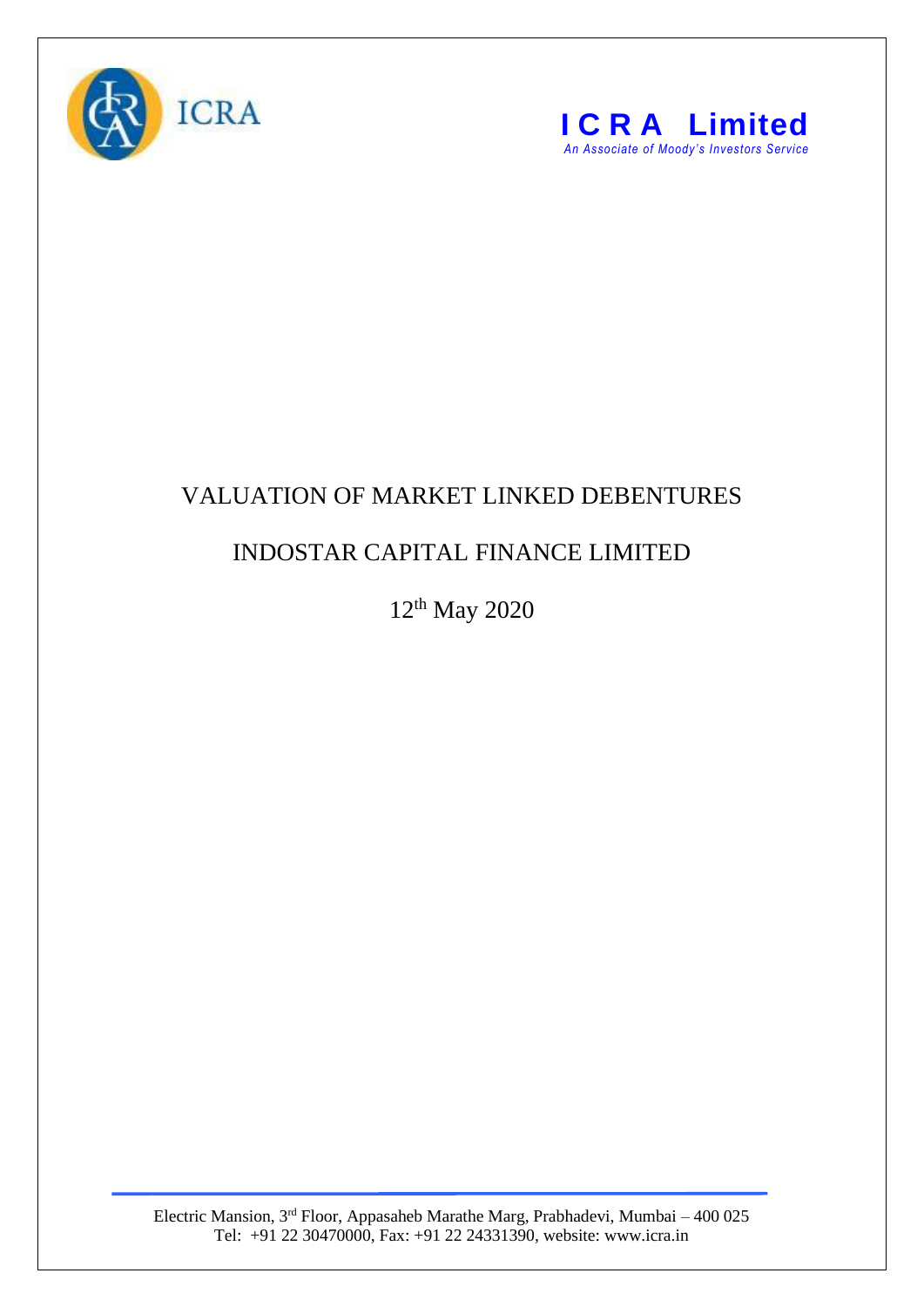ICRA

**I C R A Limited**
*An Associate of Moody's Investors Service*

# VALUATION OF MARKET LINKED DEBENTURES

## INDOSTAR CAPITAL FINANCE LIMITED

12th May 2020

Electric Mansion, 3rd Floor, Appasaheb Marathe Marg, Prabhadevi, Mumbai – 400 025
Tel: +91 22 30470000, Fax: +91 22 24331390, website: www.icra.in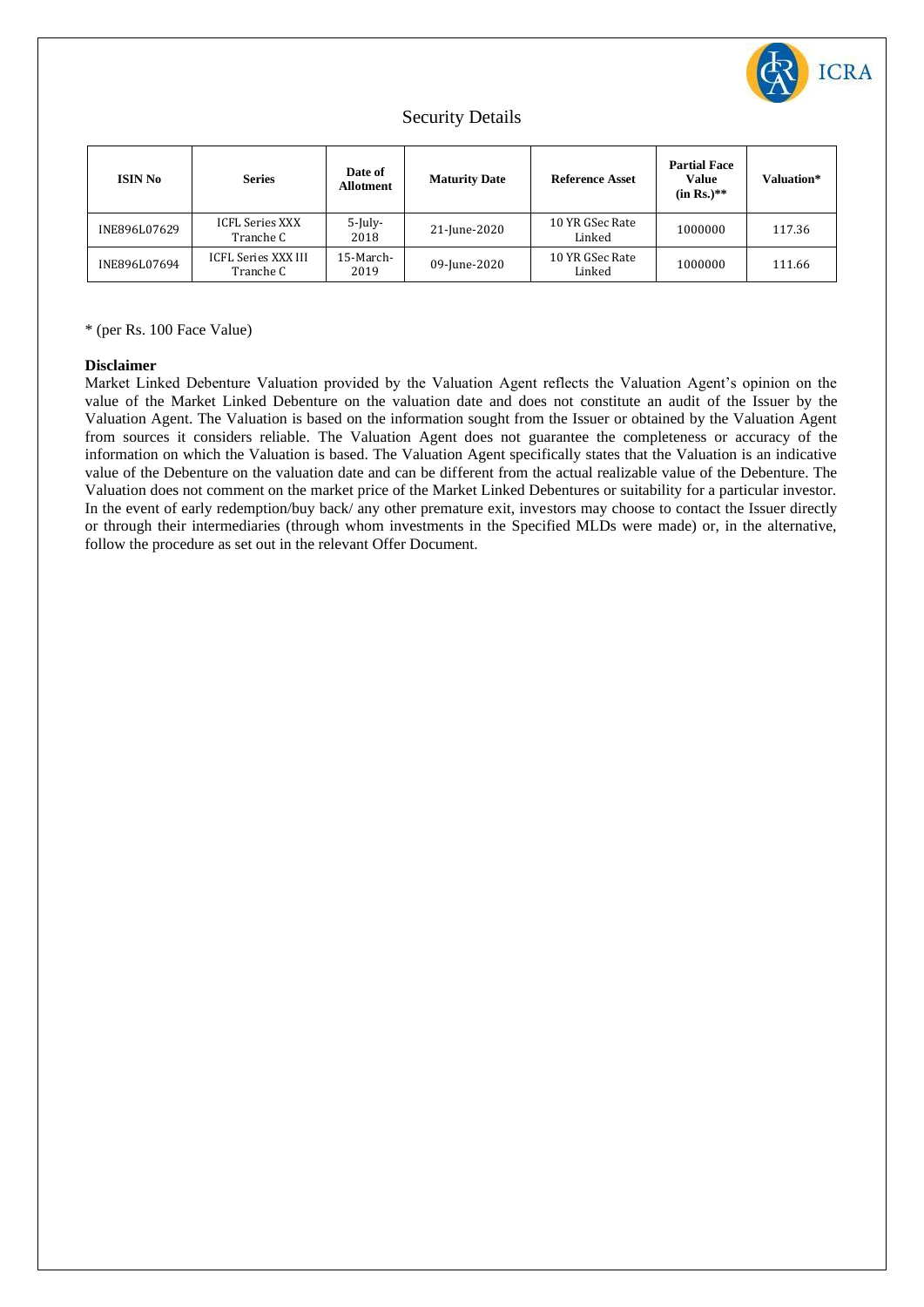## Security Details

| ISIN No | Series | Date of Allotment | Maturity Date | Reference Asset | Partial Face Value (in Rs.)** | Valuation* |
|---|---|---|---|---|---|---|
| INE896L07629 | ICFL Series XXX Tranche C | 5-July-2018 | 21-June-2020 | 10 YR GSec Rate Linked | 1000000 | 117.36 |
| INE896L07694 | ICFL Series XXX III Tranche C | 15-March-2019 | 09-June-2020 | 10 YR GSec Rate Linked | 1000000 | 111.66 |

* (per Rs. 100 Face Value)

**Disclaimer**

Market Linked Debenture Valuation provided by the Valuation Agent reflects the Valuation Agent's opinion on the value of the Market Linked Debenture on the valuation date and does not constitute an audit of the Issuer by the Valuation Agent. The Valuation is based on the information sought from the Issuer or obtained by the Valuation Agent from sources it considers reliable. The Valuation Agent does not guarantee the completeness or accuracy of the information on which the Valuation is based. The Valuation Agent specifically states that the Valuation is an indicative value of the Debenture on the valuation date and can be different from the actual realizable value of the Debenture. The Valuation does not comment on the market price of the Market Linked Debentures or suitability for a particular investor. In the event of early redemption/buy back/ any other premature exit, investors may choose to contact the Issuer directly or through their intermediaries (through whom investments in the Specified MLDs were made) or, in the alternative, follow the procedure as set out in the relevant Offer Document.